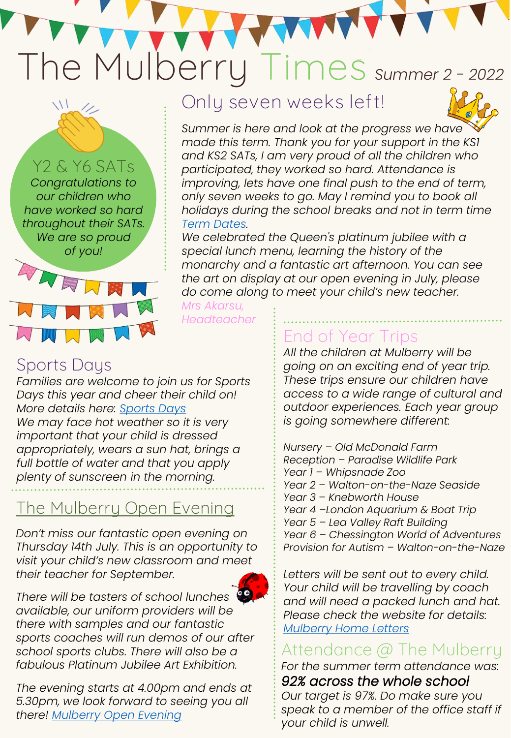# The Mulberry Times

Summer 2 - 2022

## Y2 & Y6 SATs

*Congratulations to our children who have worked so hard throughout their SATs. We are so proud of you!*

## Only seven weeks left!

*Summer is here and look at the progress we have made this term. Thank you for your support in the KS1 and KS2 SATs, I am very proud of all the children who participated, they worked so hard. Attendance is improving, lets have one final push to the end of term, only seven weeks to go. May I remind you to book all holidays during the school breaks and not in term time [Term Dates](#).*

*We celebrated the Queen's platinum jubilee with a special lunch menu, learning the history of the monarchy and a fantastic art afternoon. You can see the art on display at our open evening in July, please do come along to meet your child's new teacher.*

*Mrs Akarsu, Headteacher*

## Sports Days

*Families are welcome to join us for Sports Days this year and cheer their child on! More details here: [Sports Days](#)*

*We may face hot weather so it is very important that your child is dressed appropriately, wears a sun hat, brings a full bottle of water and that you apply plenty of sunscreen in the morning.*

## The Mulberry Open Evening

*Don't miss our fantastic open evening on Thursday 14th July. This is an opportunity to visit your child's new classroom and meet their teacher for September.*

*There will be tasters of school lunches available, our uniform providers will be there with samples and our fantastic sports coaches will run demos of our after school sports clubs. There will also be a fabulous Platinum Jubilee Art Exhibition.*

*The evening starts at 4.00pm and ends at 5.30pm, we look forward to seeing you all there! [Mulberry Open Evening](#)*

## End of Year Trips

*All the children at Mulberry will be going on an exciting end of year trip. These trips ensure our children have access to a wide range of cultural and outdoor experiences. Each year group is going somewhere different.*

- *Nursery – Old McDonald Farm*
- *Reception – Paradise Wildlife Park*
- *Year 1 – Whipsnade Zoo*
- *Year 2 – Walton-on-the-Naze Seaside*
- *Year 3 – Knebworth House*
- *Year 4 –London Aquarium & Boat Trip*
- *Year 5 – Lea Valley Raft Building*
- *Year 6 – Chessington World of Adventures*
- *Provision for Autism – Walton-on-the-Naze*

*Letters will be sent out to every child. Your child will be travelling by coach and will need a packed lunch and hat. Please check the website for details: [Mulberry Home Letters](#)*

## Attendance @ The Mulberry

*For the summer term attendance was:*

***92% across the whole school***

*Our target is 97%. Do make sure you speak to a member of the office staff if your child is unwell.*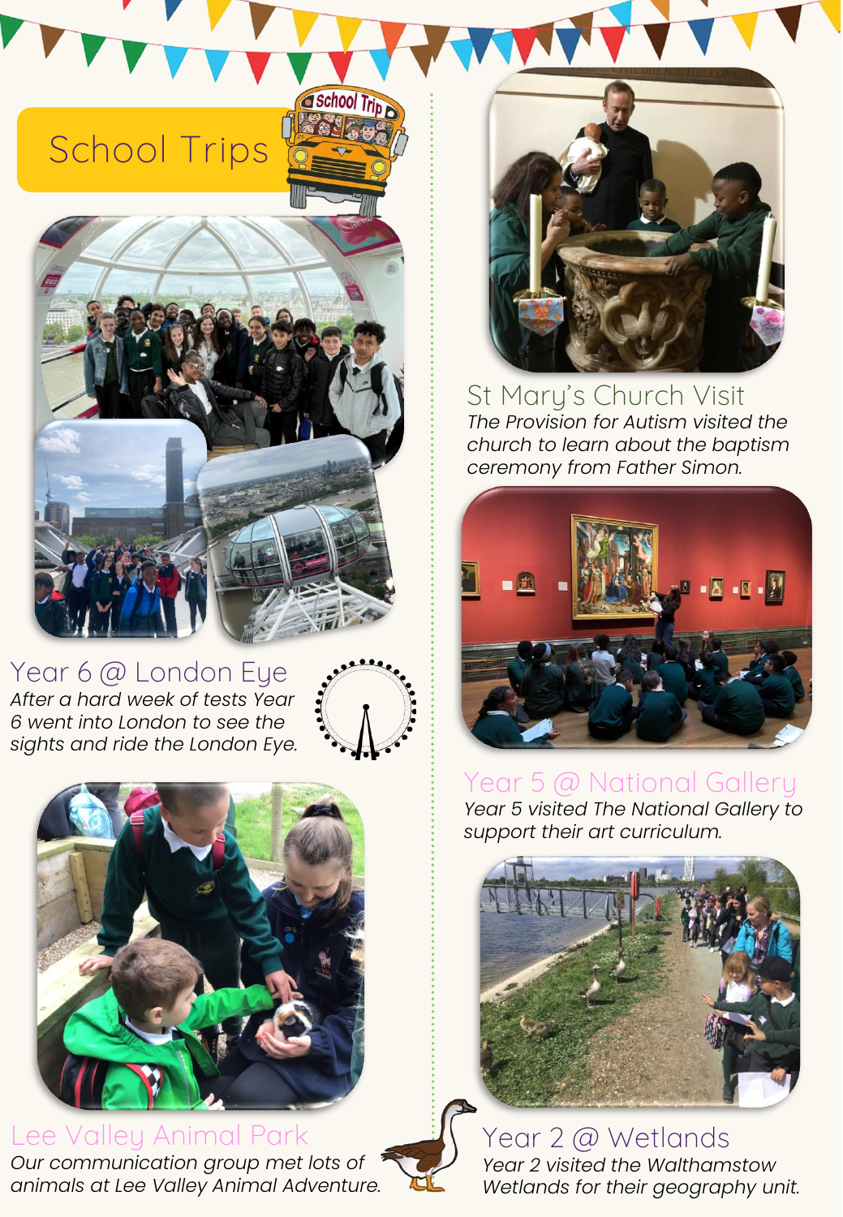# School Trips

## Year 6 @ London Eye

*After a hard week of tests Year 6 went into London to see the sights and ride the London Eye.*

## Lee Valley Animal Park

*Our communication group met lots of animals at Lee Valley Animal Adventure.*

## St Mary's Church Visit

*The Provision for Autism visited the church to learn about the baptism ceremony from Father Simon.*

## Year 5 @ National Gallery

*Year 5 visited The National Gallery to support their art curriculum.*

## Year 2 @ Wetlands

*Year 2 visited the Walthamstow Wetlands for their geography unit.*